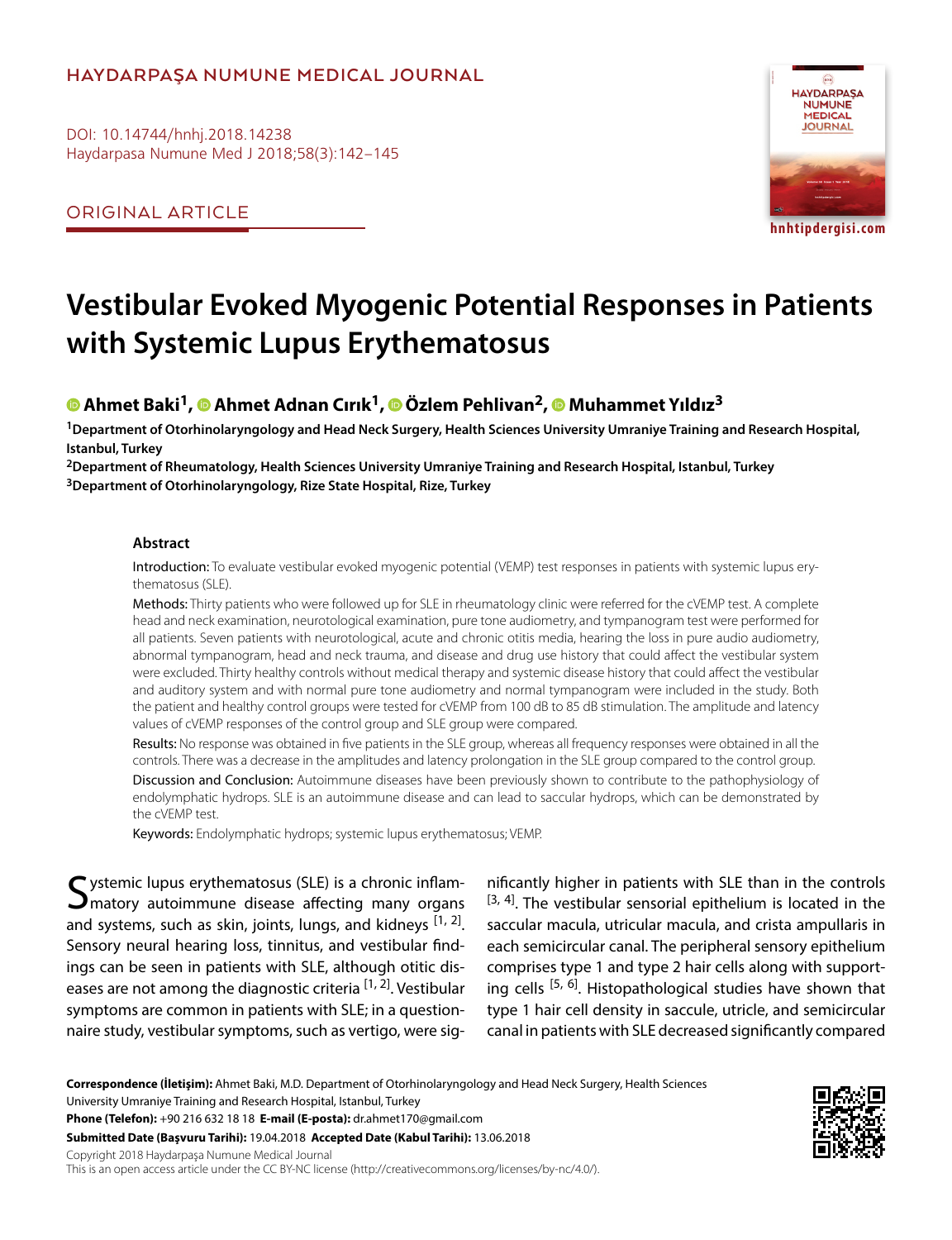HAYDARPAŞA NUMUNE MEDICAL JOURNAL

DOI: 10.14744/hnhj.2018.14238
Haydarpasa Numune Med J 2018;58(3):142–145

ORIGINAL ARTICLE

# Vestibular Evoked Myogenic Potential Responses in Patients with Systemic Lupus Erythematosus

**Ahmet Baki[1], Ahmet Adnan Cırık[1], Özlem Pehlivan[2], Muhammet Yıldız[3]**

[1]Department of Otorhinolaryngology and Head Neck Surgery, Health Sciences University Umraniye Training and Research Hospital, Istanbul, Turkey

[2]Department of Rheumatology, Health Sciences University Umraniye Training and Research Hospital, Istanbul, Turkey

[3]Department of Otorhinolaryngology, Rize State Hospital, Rize, Turkey

## Abstract

**Introduction:** To evaluate vestibular evoked myogenic potential (VEMP) test responses in patients with systemic lupus erythematosus (SLE).

**Methods:** Thirty patients who were followed up for SLE in rheumatology clinic were referred for the cVEMP test. A complete head and neck examination, neurotological examination, pure tone audiometry, and tympanogram test were performed for all patients. Seven patients with neurotological, acute and chronic otitis media, hearing the loss in pure audio audiometry, abnormal tympanogram, head and neck trauma, and disease and drug use history that could affect the vestibular system were excluded. Thirty healthy controls without medical therapy and systemic disease history that could affect the vestibular and auditory system and with normal pure tone audiometry and normal tympanogram were included in the study. Both the patient and healthy control groups were tested for cVEMP from 100 dB to 85 dB stimulation. The amplitude and latency values of cVEMP responses of the control group and SLE group were compared.

**Results:** No response was obtained in five patients in the SLE group, whereas all frequency responses were obtained in all the controls. There was a decrease in the amplitudes and latency prolongation in the SLE group compared to the control group.

**Discussion and Conclusion:** Autoimmune diseases have been previously shown to contribute to the pathophysiology of endolymphatic hydrops. SLE is an autoimmune disease and can lead to saccular hydrops, which can be demonstrated by the cVEMP test.

**Keywords:** Endolymphatic hydrops; systemic lupus erythematosus; VEMP.

Systemic lupus erythematosus (SLE) is a chronic inflammatory autoimmune disease affecting many organs and systems, such as skin, joints, lungs, and kidneys [1, 2]. Sensory neural hearing loss, tinnitus, and vestibular findings can be seen in patients with SLE, although otitic diseases are not among the diagnostic criteria [1, 2]. Vestibular symptoms are common in patients with SLE; in a questionnaire study, vestibular symptoms, such as vertigo, were significantly higher in patients with SLE than in the controls [3, 4]. The vestibular sensorial epithelium is located in the saccular macula, utricular macula, and crista ampullaris in each semicircular canal. The peripheral sensory epithelium comprises type 1 and type 2 hair cells along with supporting cells [5, 6]. Histopathological studies have shown that type 1 hair cell density in saccule, utricle, and semicircular canal in patients with SLE decreased significantly compared

**Correspondence (İletişim):** Ahmet Baki, M.D. Department of Otorhinolaryngology and Head Neck Surgery, Health Sciences University Umraniye Training and Research Hospital, Istanbul, Turkey

**Phone (Telefon):** +90 216 632 18 18 **E-mail (E-posta):** dr.ahmet170@gmail.com

**Submitted Date (Başvuru Tarihi):** 19.04.2018 **Accepted Date (Kabul Tarihi):** 13.06.2018

Copyright 2018 Haydarpaşa Numune Medical Journal

This is an open access article under the CC BY-NC license (http://creativecommons.org/licenses/by-nc/4.0/).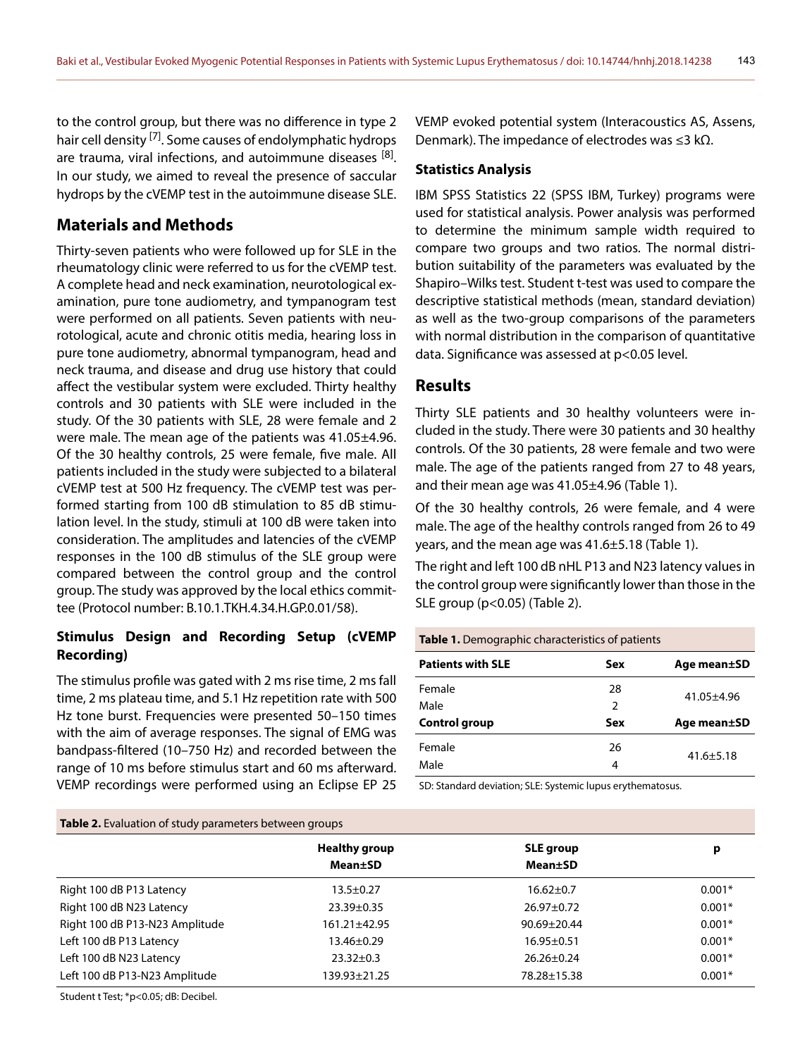to the control group, but there was no difference in type 2 hair cell density [7]. Some causes of endolymphatic hydrops are trauma, viral infections, and autoimmune diseases [8]. In our study, we aimed to reveal the presence of saccular hydrops by the cVEMP test in the autoimmune disease SLE.

## Materials and Methods

Thirty-seven patients who were followed up for SLE in the rheumatology clinic were referred to us for the cVEMP test. A complete head and neck examination, neurotological examination, pure tone audiometry, and tympanogram test were performed on all patients. Seven patients with neurotological, acute and chronic otitis media, hearing loss in pure tone audiometry, abnormal tympanogram, head and neck trauma, and disease and drug use history that could affect the vestibular system were excluded. Thirty healthy controls and 30 patients with SLE were included in the study. Of the 30 patients with SLE, 28 were female and 2 were male. The mean age of the patients was 41.05±4.96. Of the 30 healthy controls, 25 were female, five male. All patients included in the study were subjected to a bilateral cVEMP test at 500 Hz frequency. The cVEMP test was performed starting from 100 dB stimulation to 85 dB stimulation level. In the study, stimuli at 100 dB were taken into consideration. The amplitudes and latencies of the cVEMP responses in the 100 dB stimulus of the SLE group were compared between the control group and the control group. The study was approved by the local ethics committee (Protocol number: B.10.1.TKH.4.34.H.GP.0.01/58).

### Stimulus Design and Recording Setup (cVEMP Recording)

The stimulus profile was gated with 2 ms rise time, 2 ms fall time, 2 ms plateau time, and 5.1 Hz repetition rate with 500 Hz tone burst. Frequencies were presented 50–150 times with the aim of average responses. The signal of EMG was bandpass-filtered (10–750 Hz) and recorded between the range of 10 ms before stimulus start and 60 ms afterward. VEMP recordings were performed using an Eclipse EP 25 VEMP evoked potential system (Interacoustics AS, Assens, Denmark). The impedance of electrodes was ≤3 kΩ.

### Statistics Analysis

IBM SPSS Statistics 22 (SPSS IBM, Turkey) programs were used for statistical analysis. Power analysis was performed to determine the minimum sample width required to compare two groups and two ratios. The normal distribution suitability of the parameters was evaluated by the Shapiro–Wilks test. Student t-test was used to compare the descriptive statistical methods (mean, standard deviation) as well as the two-group comparisons of the parameters with normal distribution in the comparison of quantitative data. Significance was assessed at $p<0.05$ level.

## Results

Thirty SLE patients and 30 healthy volunteers were included in the study. There were 30 patients and 30 healthy controls. Of the 30 patients, 28 were female and two were male. The age of the patients ranged from 27 to 48 years, and their mean age was 41.05±4.96 (Table 1).

Of the 30 healthy controls, 26 were female, and 4 were male. The age of the healthy controls ranged from 26 to 49 years, and the mean age was 41.6±5.18 (Table 1).

The right and left 100 dB nHL P13 and N23 latency values in the control group were significantly lower than those in the SLE group ($p<0.05$) (Table 2).

**Table 1.** Demographic characteristics of patients

| **Patients with SLE** | **Sex** | **Age mean±SD** |
|---|---|---|
| Female | 28 | 41.05±4.96 |
| Male | 2 | |
| **Control group** | **Sex** | **Age mean±SD** |
| Female | 26 | 41.6±5.18 |
| Male | 4 | |

SD: Standard deviation; SLE: Systemic lupus erythematosus.

**Table 2.** Evaluation of study parameters between groups

| | **Healthy group Mean±SD** | **SLE group Mean±SD** | **p** |
|---|---|---|---|
| Right 100 dB P13 Latency | 13.5±0.27 | 16.62±0.7 | 0.001* |
| Right 100 dB N23 Latency | 23.39±0.35 | 26.97±0.72 | 0.001* |
| Right 100 dB P13-N23 Amplitude | 161.21±42.95 | 90.69±20.44 | 0.001* |
| Left 100 dB P13 Latency | 13.46±0.29 | 16.95±0.51 | 0.001* |
| Left 100 dB N23 Latency | 23.32±0.3 | 26.26±0.24 | 0.001* |
| Left 100 dB P13-N23 Amplitude | 139.93±21.25 | 78.28±15.38 | 0.001* |

Student t Test; *$p<0.05$; dB: Decibel.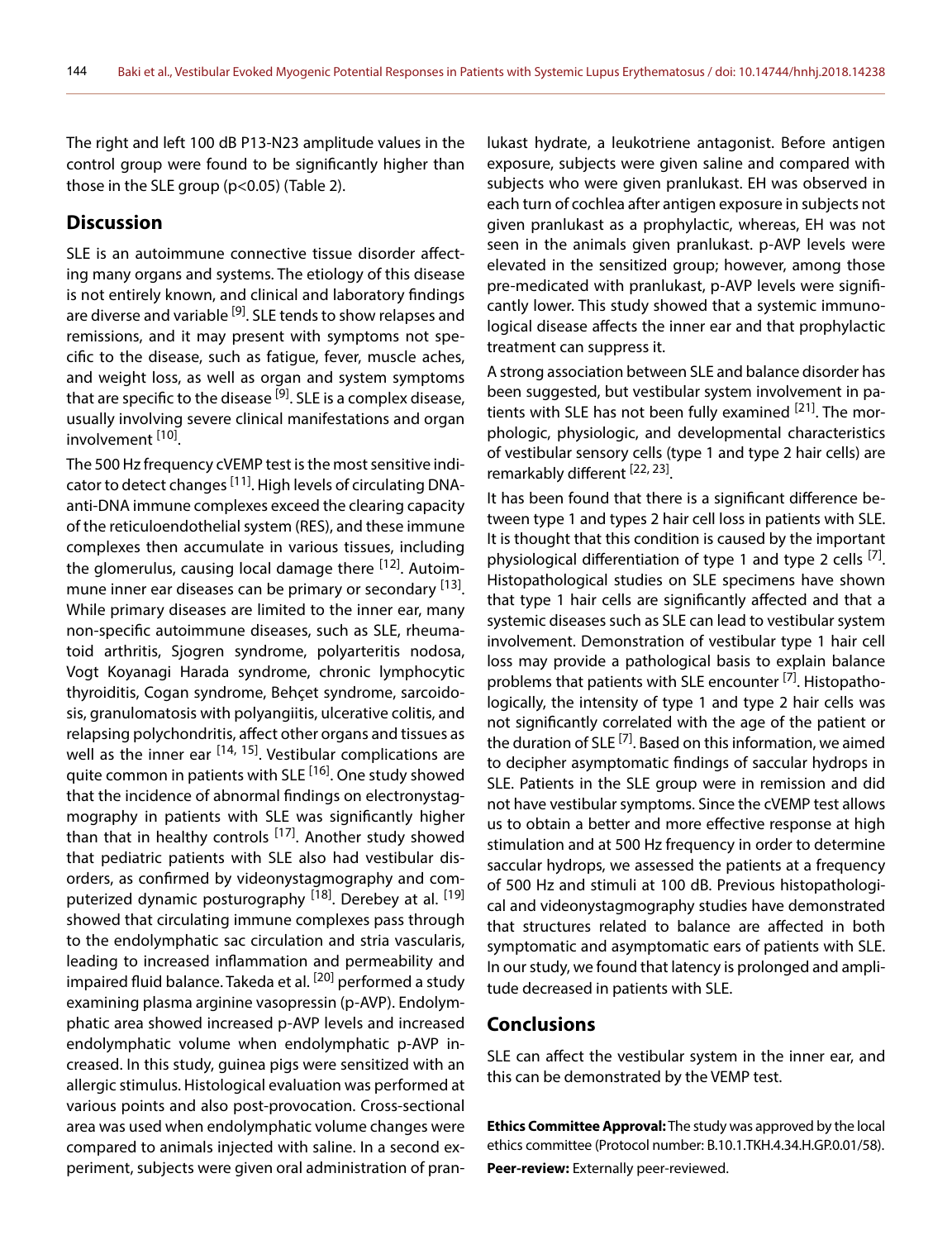The right and left 100 dB P13-N23 amplitude values in the control group were found to be significantly higher than those in the SLE group (p<0.05) (Table 2).

## Discussion

SLE is an autoimmune connective tissue disorder affecting many organs and systems. The etiology of this disease is not entirely known, and clinical and laboratory findings are diverse and variable [9]. SLE tends to show relapses and remissions, and it may present with symptoms not specific to the disease, such as fatigue, fever, muscle aches, and weight loss, as well as organ and system symptoms that are specific to the disease [9]. SLE is a complex disease, usually involving severe clinical manifestations and organ involvement [10].

The 500 Hz frequency cVEMP test is the most sensitive indicator to detect changes [11]. High levels of circulating DNA-anti-DNA immune complexes exceed the clearing capacity of the reticuloendothelial system (RES), and these immune complexes then accumulate in various tissues, including the glomerulus, causing local damage there [12]. Autoimmune inner ear diseases can be primary or secondary [13]. While primary diseases are limited to the inner ear, many non-specific autoimmune diseases, such as SLE, rheumatoid arthritis, Sjogren syndrome, polyarteritis nodosa, Vogt Koyanagi Harada syndrome, chronic lymphocytic thyroiditis, Cogan syndrome, Behçet syndrome, sarcoidosis, granulomatosis with polyangiitis, ulcerative colitis, and relapsing polychondritis, affect other organs and tissues as well as the inner ear [14, 15]. Vestibular complications are quite common in patients with SLE [16]. One study showed that the incidence of abnormal findings on electronystagmography in patients with SLE was significantly higher than that in healthy controls [17]. Another study showed that pediatric patients with SLE also had vestibular disorders, as confirmed by videonystagmography and computerized dynamic posturography [18]. Derebey at al. [19] showed that circulating immune complexes pass through to the endolymphatic sac circulation and stria vascularis, leading to increased inflammation and permeability and impaired fluid balance. Takeda et al. [20] performed a study examining plasma arginine vasopressin (p-AVP). Endolymphatic area showed increased p-AVP levels and increased endolymphatic volume when endolymphatic p-AVP increased. In this study, guinea pigs were sensitized with an allergic stimulus. Histological evaluation was performed at various points and also post-provocation. Cross-sectional area was used when endolymphatic volume changes were compared to animals injected with saline. In a second experiment, subjects were given oral administration of pranlukast hydrate, a leukotriene antagonist. Before antigen exposure, subjects were given saline and compared with subjects who were given pranlukast. EH was observed in each turn of cochlea after antigen exposure in subjects not given pranlukast as a prophylactic, whereas, EH was not seen in the animals given pranlukast. p-AVP levels were elevated in the sensitized group; however, among those pre-medicated with pranlukast, p-AVP levels were significantly lower. This study showed that a systemic immunological disease affects the inner ear and that prophylactic treatment can suppress it.

A strong association between SLE and balance disorder has been suggested, but vestibular system involvement in patients with SLE has not been fully examined [21]. The morphologic, physiologic, and developmental characteristics of vestibular sensory cells (type 1 and type 2 hair cells) are remarkably different [22, 23].

It has been found that there is a significant difference between type 1 and types 2 hair cell loss in patients with SLE. It is thought that this condition is caused by the important physiological differentiation of type 1 and type 2 cells [7]. Histopathological studies on SLE specimens have shown that type 1 hair cells are significantly affected and that a systemic diseases such as SLE can lead to vestibular system involvement. Demonstration of vestibular type 1 hair cell loss may provide a pathological basis to explain balance problems that patients with SLE encounter [7]. Histopathologically, the intensity of type 1 and type 2 hair cells was not significantly correlated with the age of the patient or the duration of SLE [7]. Based on this information, we aimed to decipher asymptomatic findings of saccular hydrops in SLE. Patients in the SLE group were in remission and did not have vestibular symptoms. Since the cVEMP test allows us to obtain a better and more effective response at high stimulation and at 500 Hz frequency in order to determine saccular hydrops, we assessed the patients at a frequency of 500 Hz and stimuli at 100 dB. Previous histopathological and videonystagmography studies have demonstrated that structures related to balance are affected in both symptomatic and asymptomatic ears of patients with SLE. In our study, we found that latency is prolonged and amplitude decreased in patients with SLE.

## Conclusions

SLE can affect the vestibular system in the inner ear, and this can be demonstrated by the VEMP test.

**Ethics Committee Approval:** The study was approved by the local ethics committee (Protocol number: B.10.1.TKH.4.34.H.GP.0.01/58).

**Peer-review:** Externally peer-reviewed.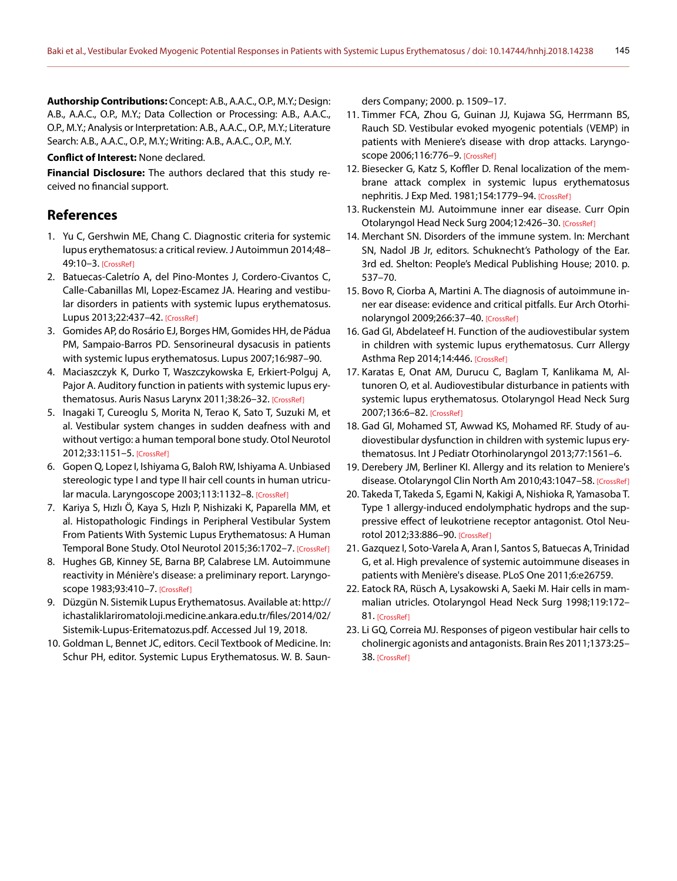**Authorship Contributions:** Concept: A.B., A.A.C., O.P., M.Y.; Design: A.B., A.A.C., O.P., M.Y.; Data Collection or Processing: A.B., A.A.C., O.P., M.Y.; Analysis or Interpretation: A.B., A.A.C., O.P., M.Y.; Literature Search: A.B., A.A.C., O.P., M.Y.; Writing: A.B., A.A.C., O.P., M.Y.

**Conflict of Interest:** None declared.

**Financial Disclosure:** The authors declared that this study received no financial support.

## References

1. Yu C, Gershwin ME, Chang C. Diagnostic criteria for systemic lupus erythematosus: a critical review. J Autoimmun 2014;48–49:10–3. [CrossRef]
2. Batuecas-Caletrío A, del Pino-Montes J, Cordero-Civantos C, Calle-Cabanillas MI, Lopez-Escamez JA. Hearing and vestibular disorders in patients with systemic lupus erythematosus. Lupus 2013;22:437–42. [CrossRef]
3. Gomides AP, do Rosário EJ, Borges HM, Gomides HH, de Pádua PM, Sampaio-Barros PD. Sensorineural dysacusis in patients with systemic lupus erythematosus. Lupus 2007;16:987–90.
4. Maciaszczyk K, Durko T, Waszczykowska E, Erkiert-Polguj A, Pajor A. Auditory function in patients with systemic lupus erythematosus. Auris Nasus Larynx 2011;38:26–32. [CrossRef]
5. Inagaki T, Cureoglu S, Morita N, Terao K, Sato T, Suzuki M, et al. Vestibular system changes in sudden deafness with and without vertigo: a human temporal bone study. Otol Neurotol 2012;33:1151–5. [CrossRef]
6. Gopen Q, Lopez I, Ishiyama G, Baloh RW, Ishiyama A. Unbiased stereologic type I and type II hair cell counts in human utricular macula. Laryngoscope 2003;113:1132–8. [CrossRef]
7. Kariya S, Hızlı Ö, Kaya S, Hızlı P, Nishizaki K, Paparella MM, et al. Histopathologic Findings in Peripheral Vestibular System From Patients With Systemic Lupus Erythematosus: A Human Temporal Bone Study. Otol Neurotol 2015;36:1702–7. [CrossRef]
8. Hughes GB, Kinney SE, Barna BP, Calabrese LM. Autoimmune reactivity in Ménière's disease: a preliminary report. Laryngoscope 1983;93:410–7. [CrossRef]
9. Düzgün N. Sistemik Lupus Erythematosus. Available at: http://ichastaliklariromatoloji.medicine.ankara.edu.tr/files/2014/02/Sistemik-Lupus-Eritematozus.pdf. Accessed Jul 19, 2018.
10. Goldman L, Bennet JC, editors. Cecil Textbook of Medicine. In: Schur PH, editor. Systemic Lupus Erythematosus. W. B. Saunders Company; 2000. p. 1509–17.
11. Timmer FCA, Zhou G, Guinan JJ, Kujawa SG, Herrmann BS, Rauch SD. Vestibular evoked myogenic potentials (VEMP) in patients with Meniere's disease with drop attacks. Laryngoscope 2006;116:776–9. [CrossRef]
12. Biesecker G, Katz S, Koffler D. Renal localization of the membrane attack complex in systemic lupus erythematosus nephritis. J Exp Med. 1981;154:1779–94. [CrossRef]
13. Ruckenstein MJ. Autoimmune inner ear disease. Curr Opin Otolaryngol Head Neck Surg 2004;12:426–30. [CrossRef]
14. Merchant SN. Disorders of the immune system. In: Merchant SN, Nadol JB Jr, editors. Schuknecht's Pathology of the Ear. 3rd ed. Shelton: People's Medical Publishing House; 2010. p. 537–70.
15. Bovo R, Ciorba A, Martini A. The diagnosis of autoimmune inner ear disease: evidence and critical pitfalls. Eur Arch Otorhinolaryngol 2009;266:37–40. [CrossRef]
16. Gad GI, Abdelateef H. Function of the audiovestibular system in children with systemic lupus erythematosus. Curr Allergy Asthma Rep 2014;14:446. [CrossRef]
17. Karatas E, Onat AM, Durucu C, Baglam T, Kanlikama M, Altunoren O, et al. Audiovestibular disturbance in patients with systemic lupus erythematosus. Otolaryngol Head Neck Surg 2007;136:6–82. [CrossRef]
18. Gad GI, Mohamed ST, Awwad KS, Mohamed RF. Study of audiovestibular dysfunction in children with systemic lupus erythematosus. Int J Pediatr Otorhinolaryngol 2013;77:1561–6.
19. Derebery JM, Berliner KI. Allergy and its relation to Meniere's disease. Otolaryngol Clin North Am 2010;43:1047–58. [CrossRef]
20. Takeda T, Takeda S, Egami N, Kakigi A, Nishioka R, Yamasoba T. Type 1 allergy-induced endolymphatic hydrops and the suppressive effect of leukotriene receptor antagonist. Otol Neurotol 2012;33:886–90. [CrossRef]
21. Gazquez I, Soto-Varela A, Aran I, Santos S, Batuecas A, Trinidad G, et al. High prevalence of systemic autoimmune diseases in patients with Menière's disease. PLoS One 2011;6:e26759.
22. Eatock RA, Rüsch A, Lysakowski A, Saeki M. Hair cells in mammalian utricles. Otolaryngol Head Neck Surg 1998;119:172–81. [CrossRef]
23. Li GQ, Correia MJ. Responses of pigeon vestibular hair cells to cholinergic agonists and antagonists. Brain Res 2011;1373:25–38. [CrossRef]